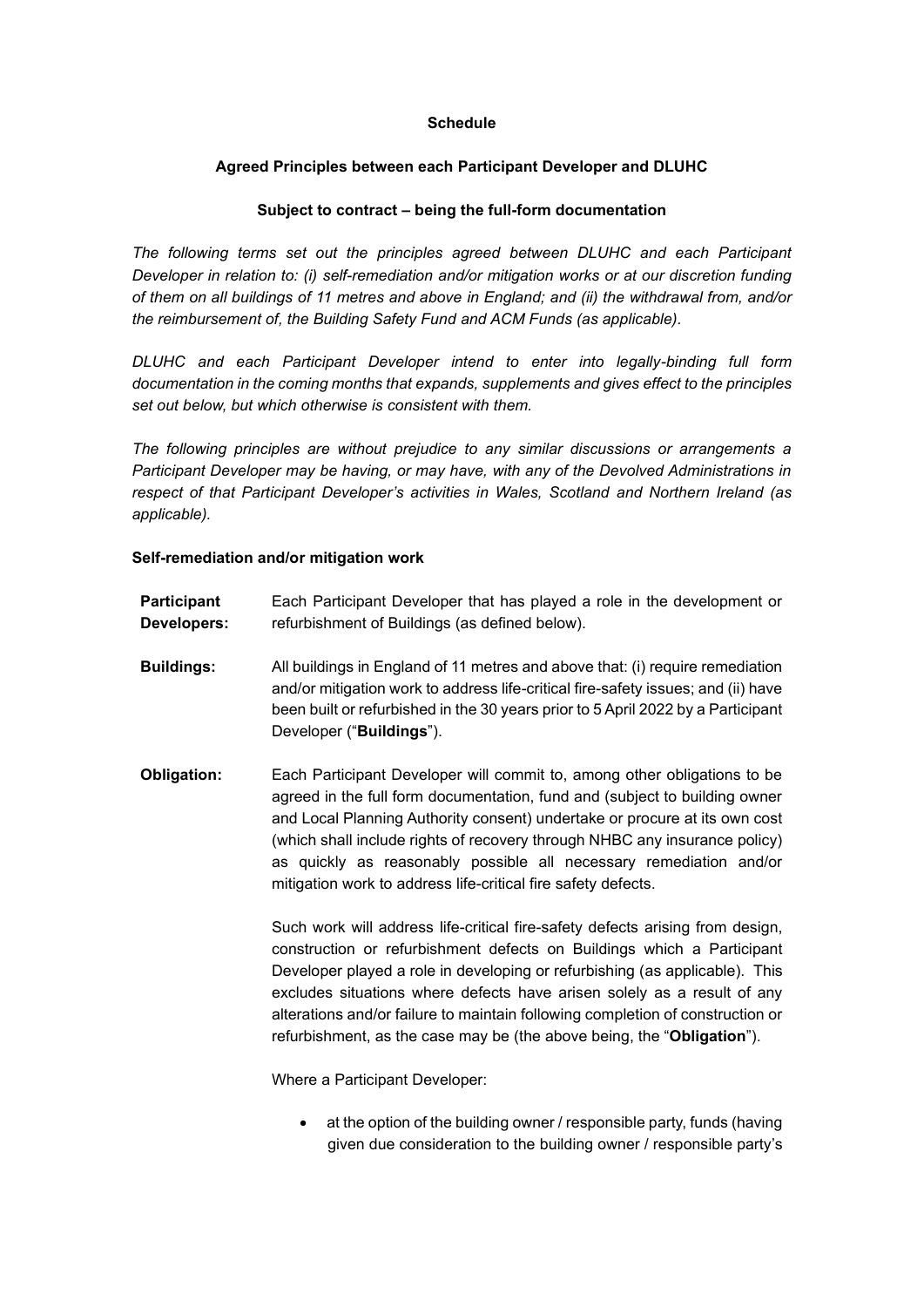**Schedule**

**Agreed Principles between each Participant Developer and DLUHC**

**Subject to contract – being the full-form documentation**

*The following terms set out the principles agreed between DLUHC and each Participant Developer in relation to: (i) self-remediation and/or mitigation works or at our discretion funding of them on all buildings of 11 metres and above in England; and (ii) the withdrawal from, and/or the reimbursement of, the Building Safety Fund and ACM Funds (as applicable).*

*DLUHC and each Participant Developer intend to enter into legally-binding full form documentation in the coming months that expands, supplements and gives effect to the principles set out below, but which otherwise is consistent with them.*

*The following principles are without prejudice to any similar discussions or arrangements a Participant Developer may be having, or may have, with any of the Devolved Administrations in respect of that Participant Developer's activities in Wales, Scotland and Northern Ireland (as applicable).*

**Self-remediation and/or mitigation work**

| | |
|---|---|
| **Participant Developers:** | Each Participant Developer that has played a role in the development or refurbishment of Buildings (as defined below). |
| **Buildings:** | All buildings in England of 11 metres and above that: (i) require remediation and/or mitigation work to address life-critical fire-safety issues; and (ii) have been built or refurbished in the 30 years prior to 5 April 2022 by a Participant Developer ("**Buildings**"). |
| **Obligation:** | Each Participant Developer will commit to, among other obligations to be agreed in the full form documentation, fund and (subject to building owner and Local Planning Authority consent) undertake or procure at its own cost (which shall include rights of recovery through NHBC any insurance policy) as quickly as reasonably possible all necessary remediation and/or mitigation work to address life-critical fire safety defects.<br><br>Such work will address life-critical fire-safety defects arising from design, construction or refurbishment defects on Buildings which a Participant Developer played a role in developing or refurbishing (as applicable). This excludes situations where defects have arisen solely as a result of any alterations and/or failure to maintain following completion of construction or refurbishment, as the case may be (the above being, the "**Obligation**").<br><br>Where a Participant Developer:<br><br>• at the option of the building owner / responsible party, funds (having given due consideration to the building owner / responsible party's |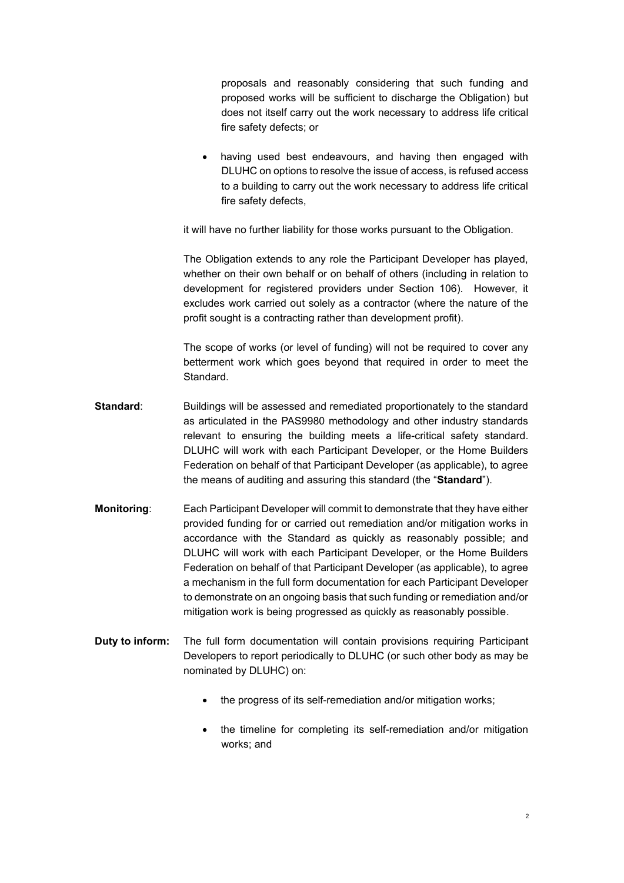proposals and reasonably considering that such funding and proposed works will be sufficient to discharge the Obligation) but does not itself carry out the work necessary to address life critical fire safety defects; or

- having used best endeavours, and having then engaged with DLUHC on options to resolve the issue of access, is refused access to a building to carry out the work necessary to address life critical fire safety defects,

it will have no further liability for those works pursuant to the Obligation.

The Obligation extends to any role the Participant Developer has played, whether on their own behalf or on behalf of others (including in relation to development for registered providers under Section 106). However, it excludes work carried out solely as a contractor (where the nature of the profit sought is a contracting rather than development profit).

The scope of works (or level of funding) will not be required to cover any betterment work which goes beyond that required in order to meet the Standard.

**Standard**: Buildings will be assessed and remediated proportionately to the standard as articulated in the PAS9980 methodology and other industry standards relevant to ensuring the building meets a life-critical safety standard. DLUHC will work with each Participant Developer, or the Home Builders Federation on behalf of that Participant Developer (as applicable), to agree the means of auditing and assuring this standard (the "**Standard**").

**Monitoring**: Each Participant Developer will commit to demonstrate that they have either provided funding for or carried out remediation and/or mitigation works in accordance with the Standard as quickly as reasonably possible; and DLUHC will work with each Participant Developer, or the Home Builders Federation on behalf of that Participant Developer (as applicable), to agree a mechanism in the full form documentation for each Participant Developer to demonstrate on an ongoing basis that such funding or remediation and/or mitigation work is being progressed as quickly as reasonably possible.

**Duty to inform:** The full form documentation will contain provisions requiring Participant Developers to report periodically to DLUHC (or such other body as may be nominated by DLUHC) on:

- the progress of its self-remediation and/or mitigation works;
- the timeline for completing its self-remediation and/or mitigation works; and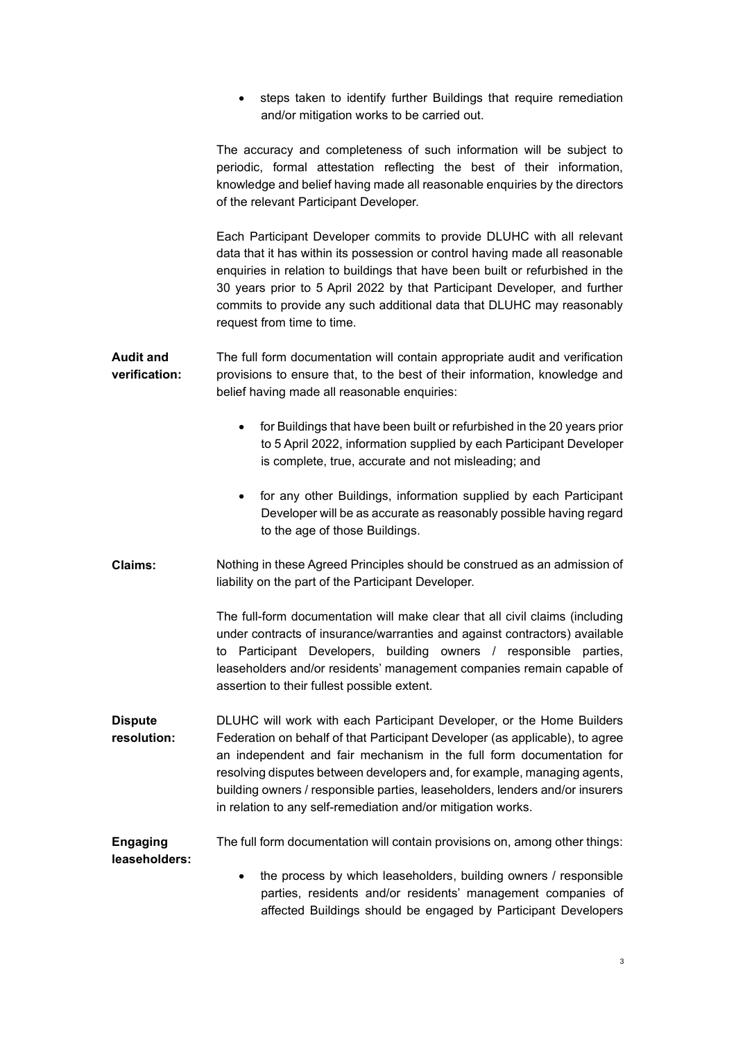- steps taken to identify further Buildings that require remediation and/or mitigation works to be carried out.

The accuracy and completeness of such information will be subject to periodic, formal attestation reflecting the best of their information, knowledge and belief having made all reasonable enquiries by the directors of the relevant Participant Developer.

Each Participant Developer commits to provide DLUHC with all relevant data that it has within its possession or control having made all reasonable enquiries in relation to buildings that have been built or refurbished in the 30 years prior to 5 April 2022 by that Participant Developer, and further commits to provide any such additional data that DLUHC may reasonably request from time to time.

**Audit and verification:** The full form documentation will contain appropriate audit and verification provisions to ensure that, to the best of their information, knowledge and belief having made all reasonable enquiries:

- for Buildings that have been built or refurbished in the 20 years prior to 5 April 2022, information supplied by each Participant Developer is complete, true, accurate and not misleading; and
- for any other Buildings, information supplied by each Participant Developer will be as accurate as reasonably possible having regard to the age of those Buildings.

**Claims:** Nothing in these Agreed Principles should be construed as an admission of liability on the part of the Participant Developer.

The full-form documentation will make clear that all civil claims (including under contracts of insurance/warranties and against contractors) available to Participant Developers, building owners / responsible parties, leaseholders and/or residents' management companies remain capable of assertion to their fullest possible extent.

**Dispute resolution:** DLUHC will work with each Participant Developer, or the Home Builders Federation on behalf of that Participant Developer (as applicable), to agree an independent and fair mechanism in the full form documentation for resolving disputes between developers and, for example, managing agents, building owners / responsible parties, leaseholders, lenders and/or insurers in relation to any self-remediation and/or mitigation works.

**Engaging leaseholders:** The full form documentation will contain provisions on, among other things:

- the process by which leaseholders, building owners / responsible parties, residents and/or residents' management companies of affected Buildings should be engaged by Participant Developers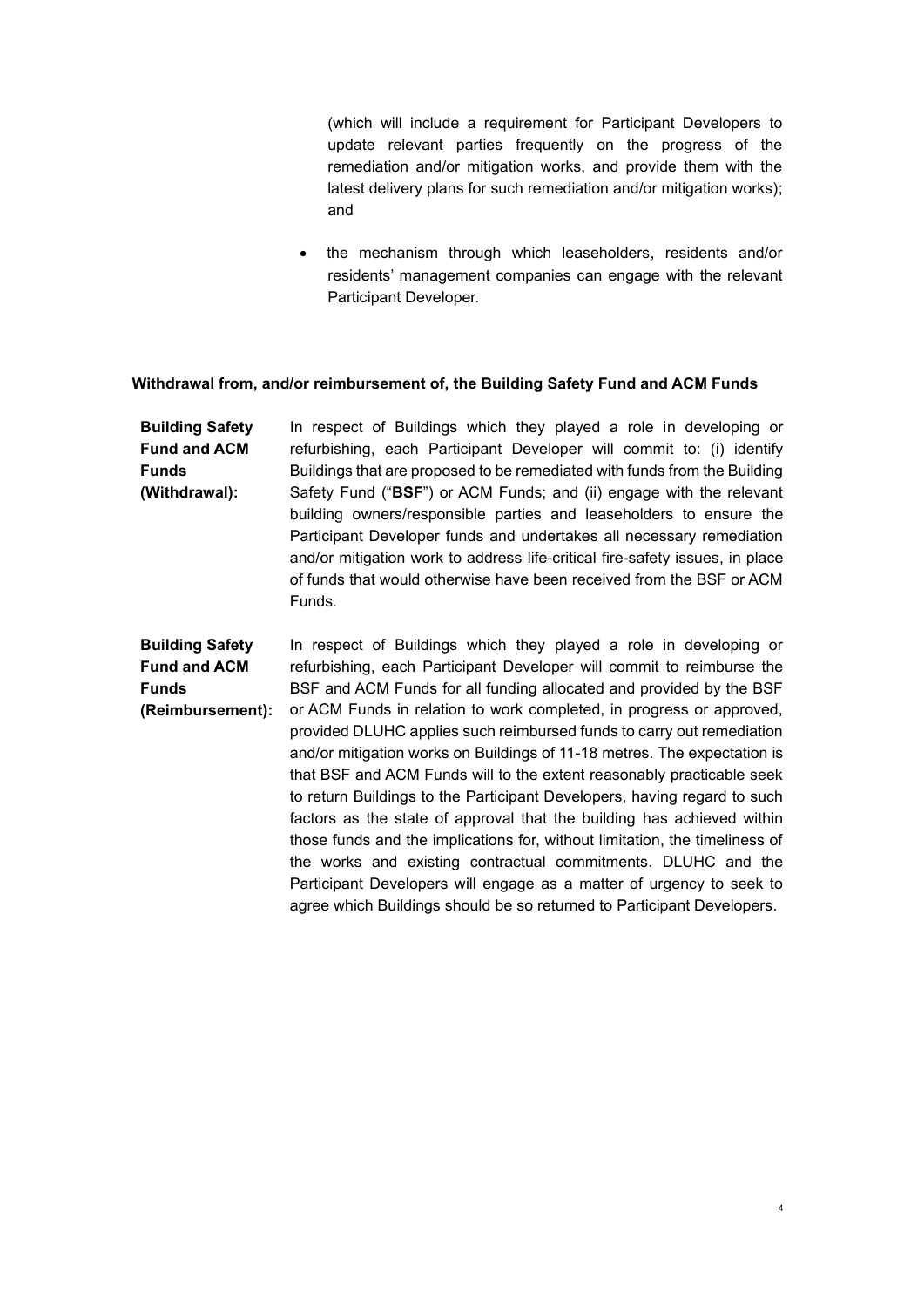(which will include a requirement for Participant Developers to update relevant parties frequently on the progress of the remediation and/or mitigation works, and provide them with the latest delivery plans for such remediation and/or mitigation works); and

- the mechanism through which leaseholders, residents and/or residents' management companies can engage with the relevant Participant Developer.

**Withdrawal from, and/or reimbursement of, the Building Safety Fund and ACM Funds**

| | |
|---|---|
| **Building Safety Fund and ACM Funds (Withdrawal):** | In respect of Buildings which they played a role in developing or refurbishing, each Participant Developer will commit to: (i) identify Buildings that are proposed to be remediated with funds from the Building Safety Fund ("**BSF**") or ACM Funds; and (ii) engage with the relevant building owners/responsible parties and leaseholders to ensure the Participant Developer funds and undertakes all necessary remediation and/or mitigation work to address life-critical fire-safety issues, in place of funds that would otherwise have been received from the BSF or ACM Funds. |
| **Building Safety Fund and ACM Funds (Reimbursement):** | In respect of Buildings which they played a role in developing or refurbishing, each Participant Developer will commit to reimburse the BSF and ACM Funds for all funding allocated and provided by the BSF or ACM Funds in relation to work completed, in progress or approved, provided DLUHC applies such reimbursed funds to carry out remediation and/or mitigation works on Buildings of 11-18 metres. The expectation is that BSF and ACM Funds will to the extent reasonably practicable seek to return Buildings to the Participant Developers, having regard to such factors as the state of approval that the building has achieved within those funds and the implications for, without limitation, the timeliness of the works and existing contractual commitments. DLUHC and the Participant Developers will engage as a matter of urgency to seek to agree which Buildings should be so returned to Participant Developers. |